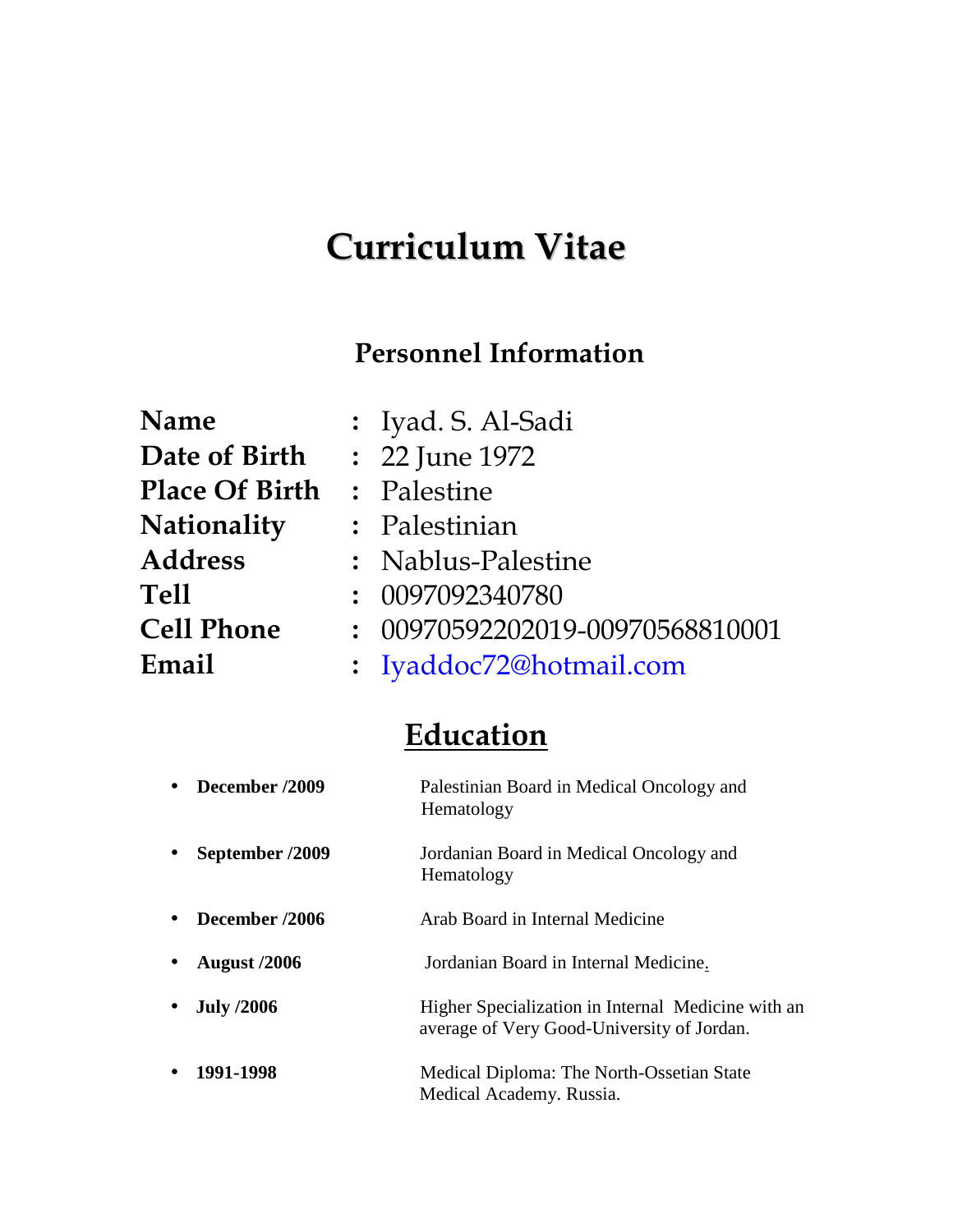# Curriculum Vitae

## Personnel Information

| | | |
|---|---|---|
| **Name** | : | Iyad. S. Al-Sadi |
| **Date of Birth** | : | 22 June 1972 |
| **Place Of Birth** | : | Palestine |
| **Nationality** | : | Palestinian |
| **Address** | : | Nablus-Palestine |
| **Tell** | : | 0097092340780 |
| **Cell Phone** | : | 00970592202019-00970568810001 |
| **Email** | : | Iyaddoc72@hotmail.com |

## Education

- **December /2009** — Palestinian Board in Medical Oncology and Hematology
- **September /2009** — Jordanian Board in Medical Oncology and Hematology
- **December /2006** — Arab Board in Internal Medicine
- **August /2006** — Jordanian Board in Internal Medicine.
- **July /2006** — Higher Specialization in Internal Medicine with an average of Very Good-University of Jordan.
- **1991-1998** — Medical Diploma: The North-Ossetian State Medical Academy. Russia.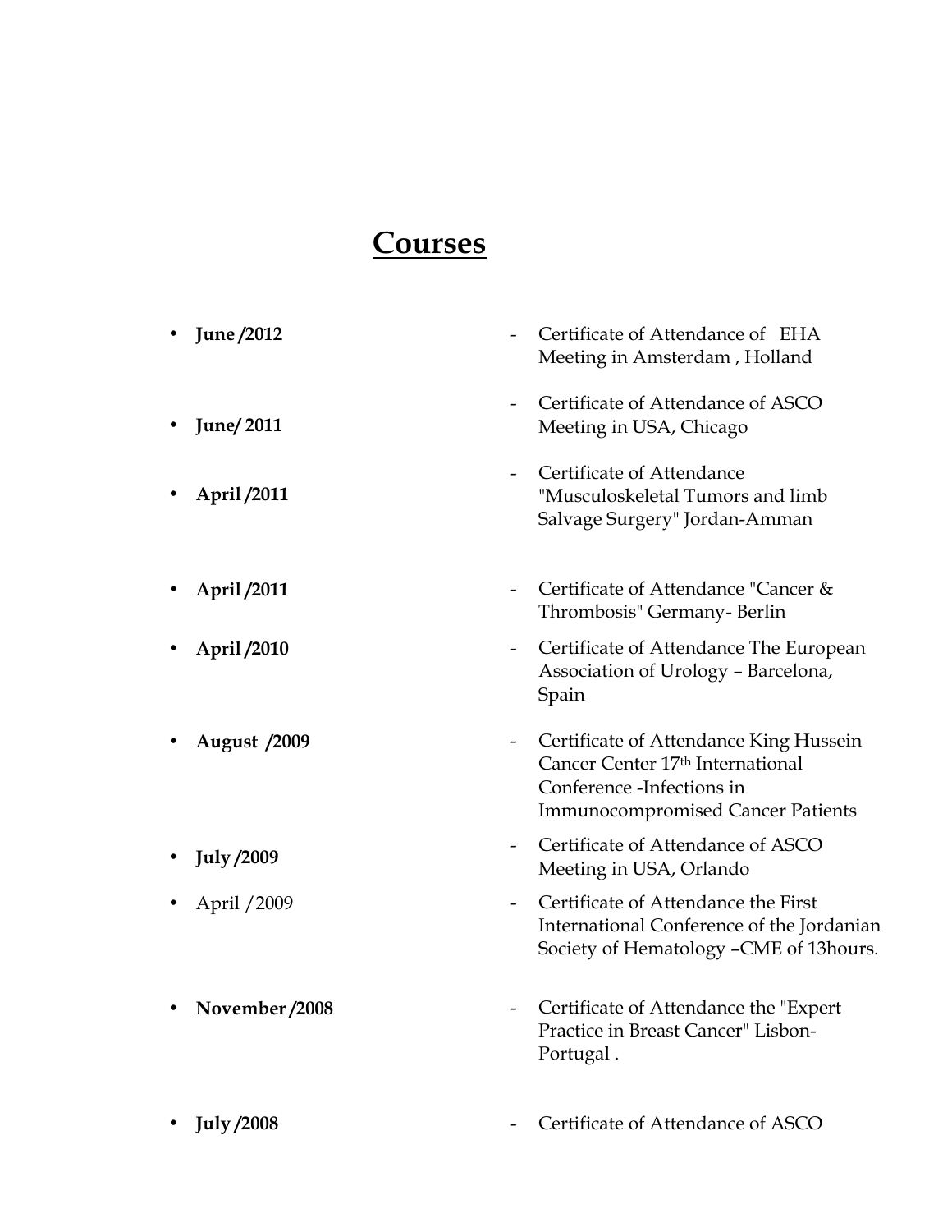# Courses

- **June /2012** - Certificate of Attendance of EHA Meeting in Amsterdam , Holland
- **June/ 2011** - Certificate of Attendance of ASCO Meeting in USA, Chicago
- **April /2011** - Certificate of Attendance "Musculoskeletal Tumors and limb Salvage Surgery" Jordan-Amman
- **April /2011** - Certificate of Attendance "Cancer & Thrombosis" Germany- Berlin
- **April /2010** - Certificate of Attendance The European Association of Urology – Barcelona, Spain
- **August /2009** - Certificate of Attendance King Hussein Cancer Center 17th International Conference -Infections in Immunocompromised Cancer Patients
- **July /2009** - Certificate of Attendance of ASCO Meeting in USA, Orlando
- April /2009 - Certificate of Attendance the First International Conference of the Jordanian Society of Hematology –CME of 13hours.
- **November /2008** - Certificate of Attendance the "Expert Practice in Breast Cancer" Lisbon-Portugal .
- **July /2008** - Certificate of Attendance of ASCO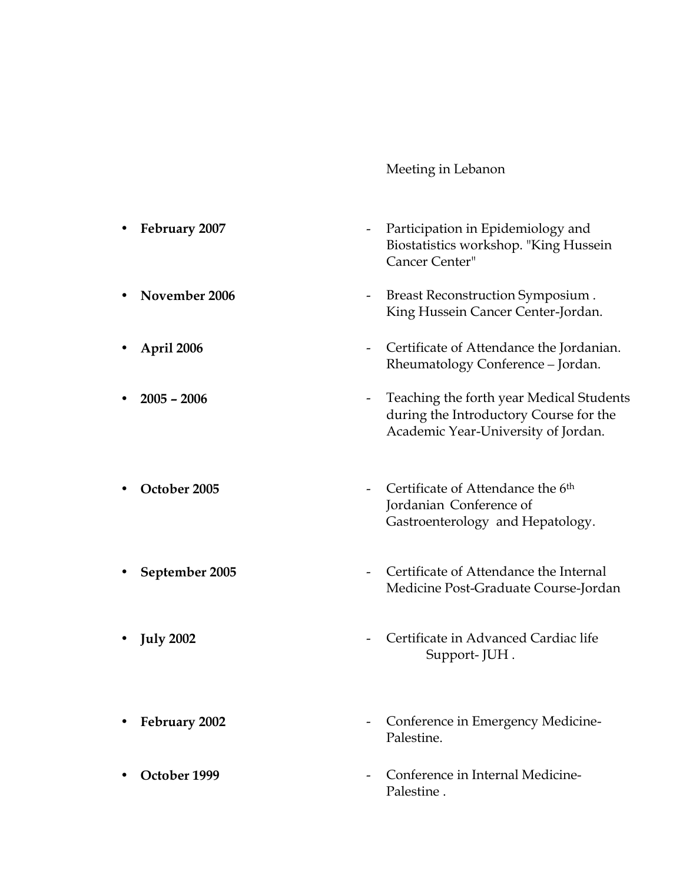Meeting in Lebanon

- **February 2007** - Participation in Epidemiology and Biostatistics workshop. "King Hussein Cancer Center"

- **November 2006** - Breast Reconstruction Symposium . King Hussein Cancer Center-Jordan.

- **April 2006** - Certificate of Attendance the Jordanian. Rheumatology Conference – Jordan.

- **2005 – 2006** - Teaching the forth year Medical Students during the Introductory Course for the Academic Year-University of Jordan.

- **October 2005** - Certificate of Attendance the 6th Jordanian Conference of Gastroenterology and Hepatology.

- **September 2005** - Certificate of Attendance the Internal Medicine Post-Graduate Course-Jordan

- **July 2002** - Certificate in Advanced Cardiac life Support- JUH .

- **February 2002** - Conference in Emergency Medicine-Palestine.

- **October 1999** - Conference in Internal Medicine-Palestine .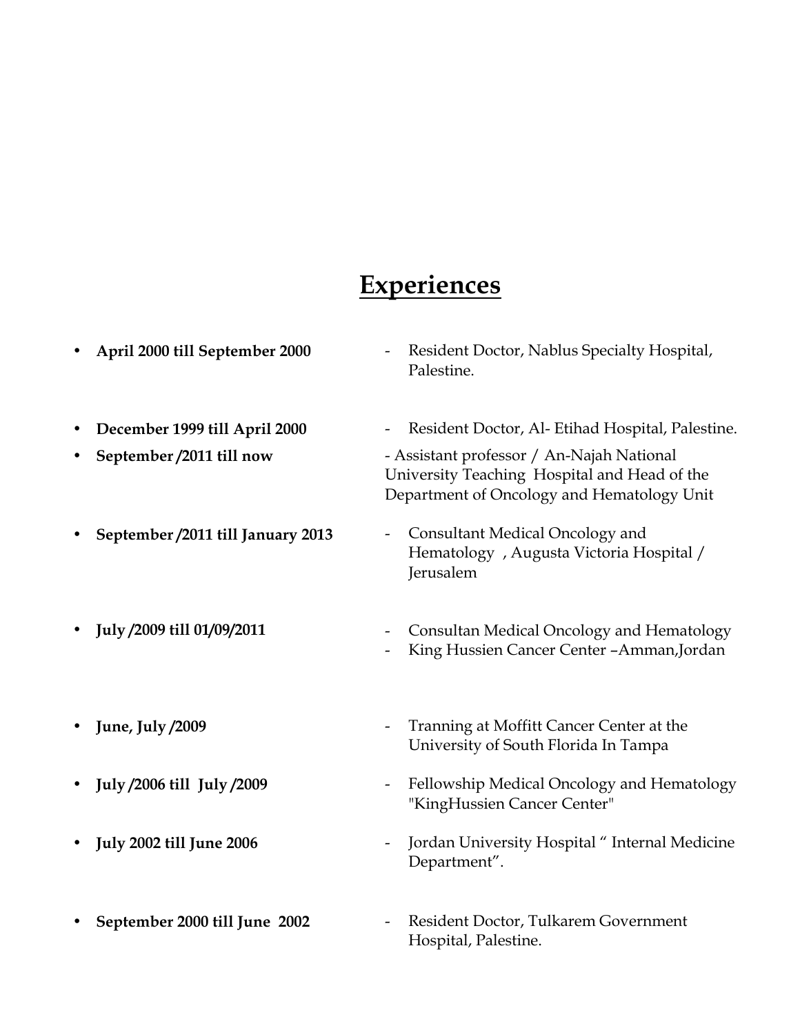# Experiences

- **April 2000 till September 2000** - Resident Doctor, Nablus Specialty Hospital, Palestine.
- **December 1999 till April 2000** - Resident Doctor, Al- Etihad Hospital, Palestine.
- **September /2011 till now** - Assistant professor / An-Najah National University Teaching Hospital and Head of the Department of Oncology and Hematology Unit
- **September /2011 till January 2013** - Consultant Medical Oncology and Hematology , Augusta Victoria Hospital / Jerusalem
- **July /2009 till 01/09/2011**
  - Consultan Medical Oncology and Hematology
  - King Hussien Cancer Center –Amman,Jordan
- **June, July /2009** - Tranning at Moffitt Cancer Center at the University of South Florida In Tampa
- **July /2006 till July /2009** - Fellowship Medical Oncology and Hematology "KingHussien Cancer Center"
- **July 2002 till June 2006** - Jordan University Hospital " Internal Medicine Department".
- **September 2000 till June 2002** - Resident Doctor, Tulkarem Government Hospital, Palestine.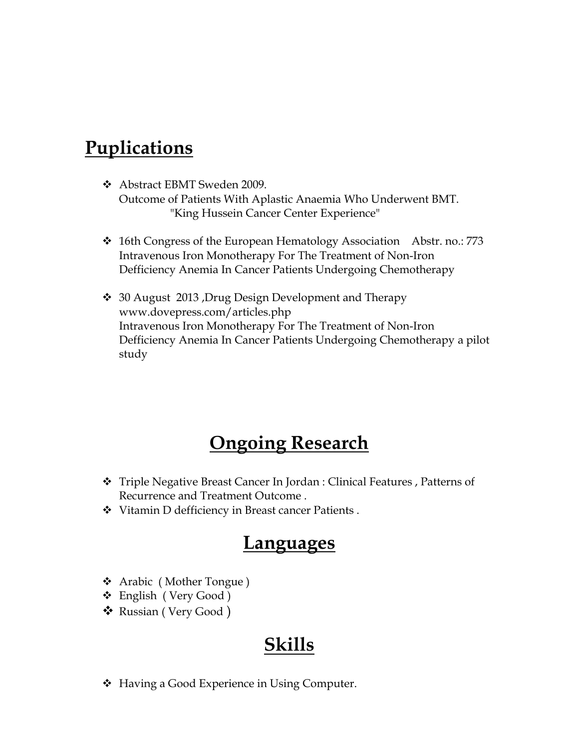## Puplications

- Abstract EBMT Sweden 2009.
  Outcome of Patients With Aplastic Anaemia Who Underwent BMT.
  "King Hussein Cancer Center Experience"

- 16th Congress of the European Hematology Association Abstr. no.: 773
  Intravenous Iron Monotherapy For The Treatment of Non-Iron Defficiency Anemia In Cancer Patients Undergoing Chemotherapy

- 30 August 2013 ,Drug Design Development and Therapy
  www.dovepress.com/articles.php
  Intravenous Iron Monotherapy For The Treatment of Non-Iron Defficiency Anemia In Cancer Patients Undergoing Chemotherapy a pilot study

## Ongoing Research

- Triple Negative Breast Cancer In Jordan : Clinical Features , Patterns of Recurrence and Treatment Outcome .
- Vitamin D defficiency in Breast cancer Patients .

## Languages

- Arabic ( Mother Tongue )
- English ( Very Good )
- Russian ( Very Good )

## Skills

- Having a Good Experience in Using Computer.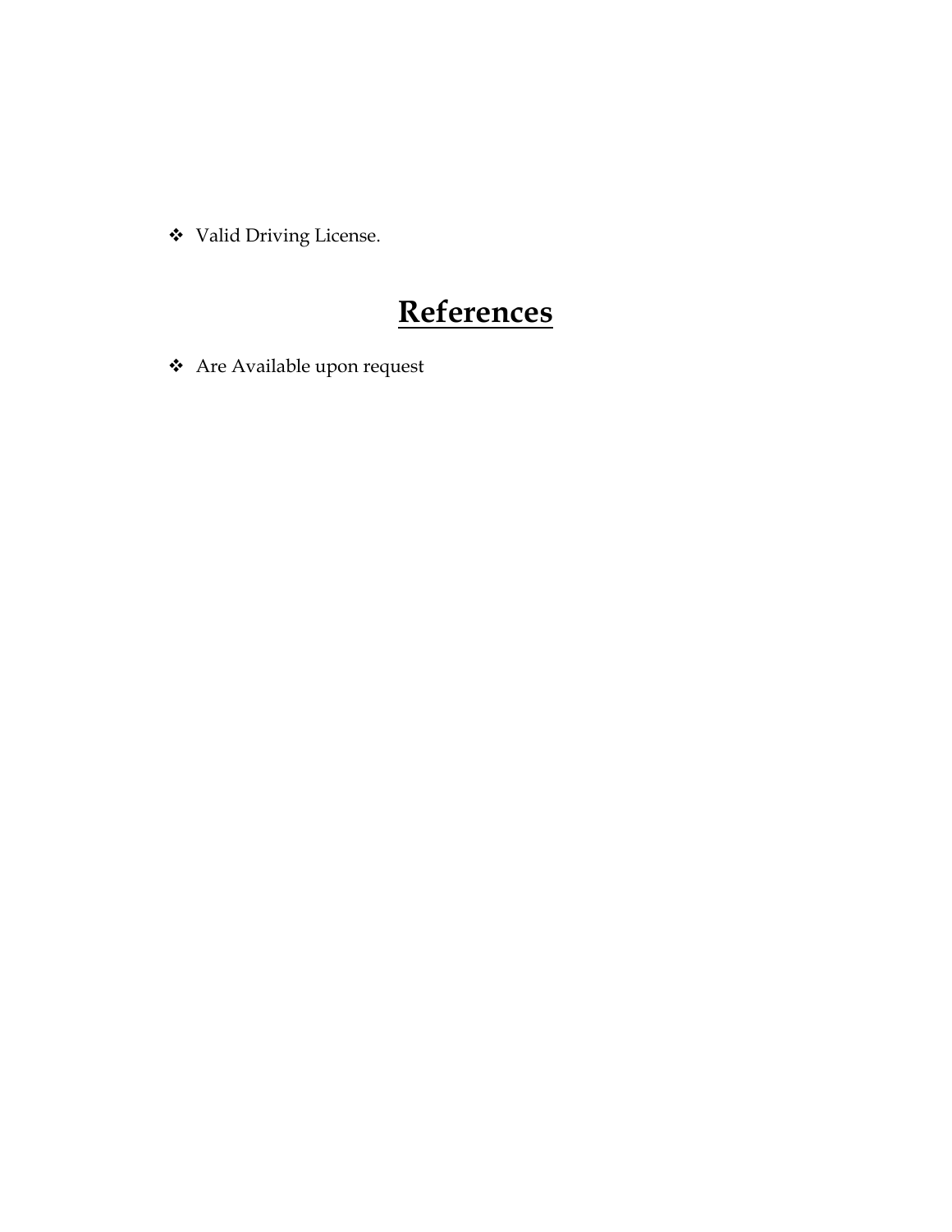- Valid Driving License.

## References

- Are Available upon request